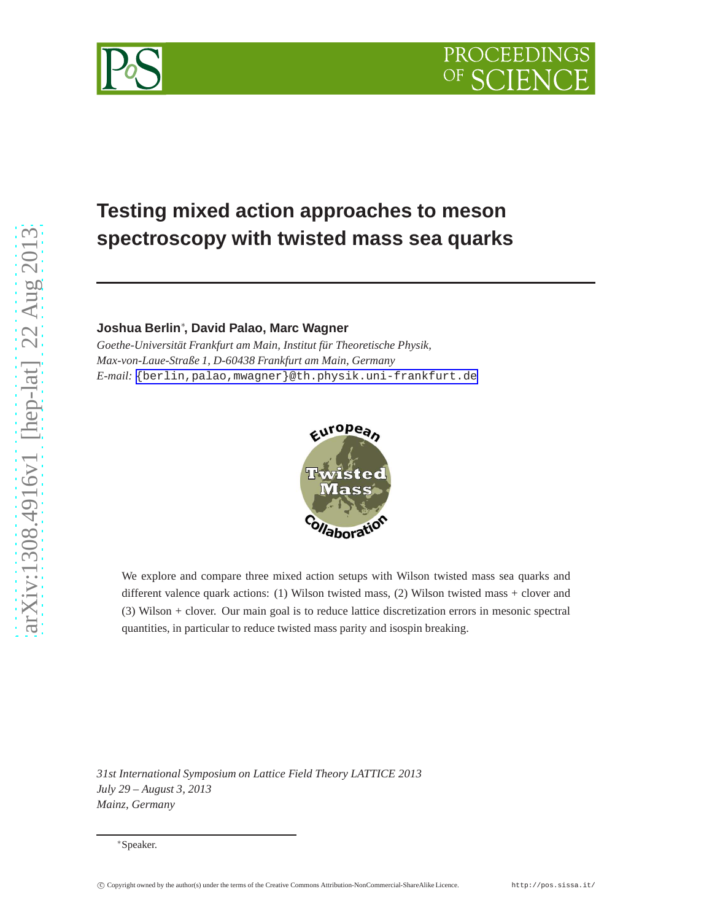# Testing mixed action approaches to meson spectroscopy with twisted mass sea quarks

**Joshua Berlin**[*]**, David Palao, Marc Wagner**

*Goethe-Universität Frankfurt am Main, Institut für Theoretische Physik, Max-von-Laue-Straße 1, D-60438 Frankfurt am Main, Germany*

*E-mail:* {berlin,palao,mwagner}@th.physik.uni-frankfurt.de

We explore and compare three mixed action setups with Wilson twisted mass sea quarks and different valence quark actions: (1) Wilson twisted mass, (2) Wilson twisted mass + clover and (3) Wilson + clover. Our main goal is to reduce lattice discretization errors in mesonic spectral quantities, in particular to reduce twisted mass parity and isospin breaking.

*31st International Symposium on Lattice Field Theory LATTICE 2013*
*July 29 – August 3, 2013*
*Mainz, Germany*

[*]Speaker.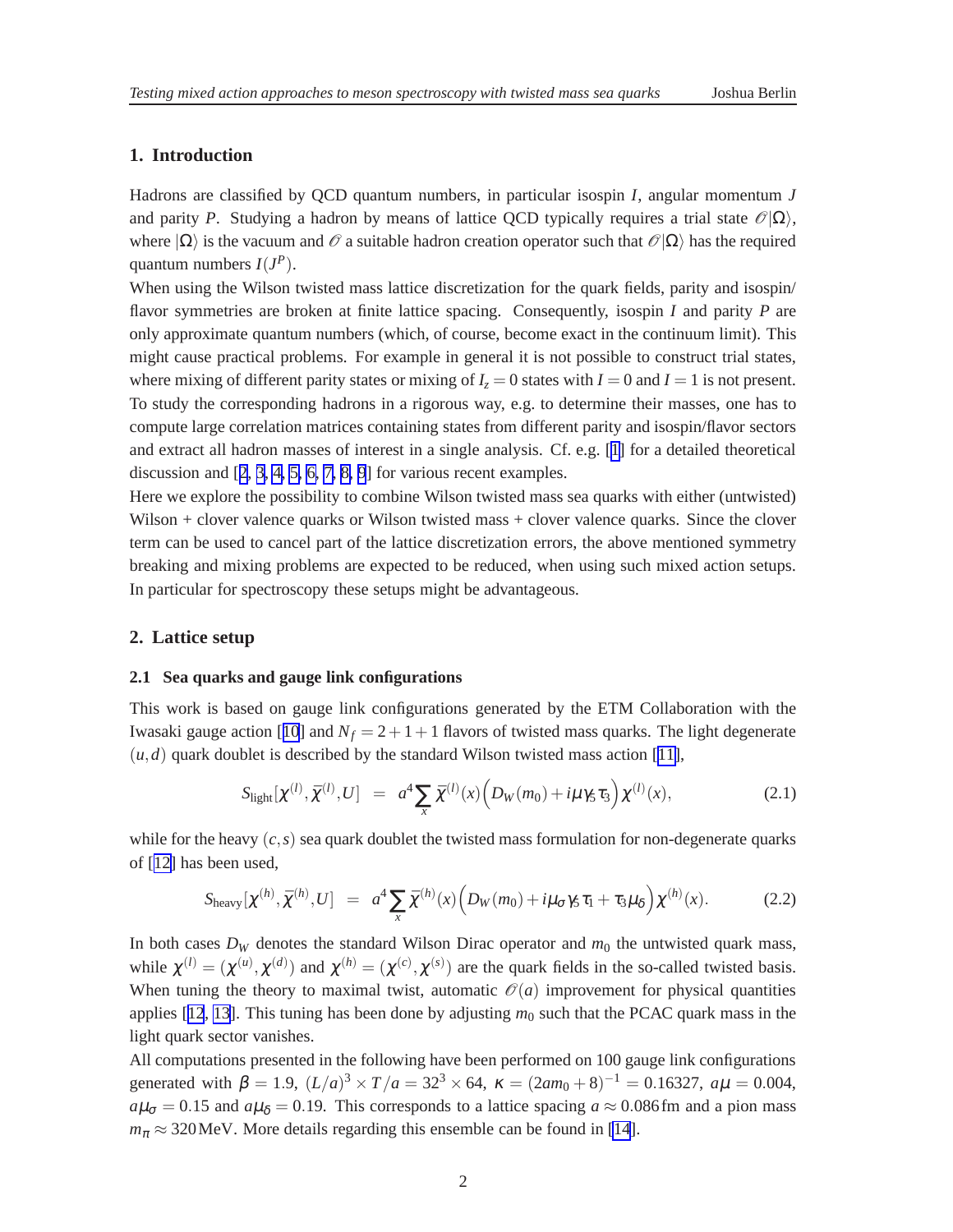## 1. Introduction

Hadrons are classified by QCD quantum numbers, in particular isospin $I$, angular momentum $J$ and parity $P$. Studying a hadron by means of lattice QCD typically requires a trial state $\mathcal{O}|\Omega\rangle$, where $|\Omega\rangle$ is the vacuum and $\mathcal{O}$ a suitable hadron creation operator such that $\mathcal{O}|\Omega\rangle$ has the required quantum numbers $I(J^P)$.

When using the Wilson twisted mass lattice discretization for the quark fields, parity and isospin/flavor symmetries are broken at finite lattice spacing. Consequently, isospin $I$ and parity $P$ are only approximate quantum numbers (which, of course, become exact in the continuum limit). This might cause practical problems. For example in general it is not possible to construct trial states, where mixing of different parity states or mixing of $I_z = 0$ states with $I = 0$ and $I = 1$ is not present. To study the corresponding hadrons in a rigorous way, e.g. to determine their masses, one has to compute large correlation matrices containing states from different parity and isospin/flavor sectors and extract all hadron masses of interest in a single analysis. Cf. e.g. [1] for a detailed theoretical discussion and [2, 3, 4, 5, 6, 7, 8, 9] for various recent examples.

Here we explore the possibility to combine Wilson twisted mass sea quarks with either (untwisted) Wilson + clover valence quarks or Wilson twisted mass + clover valence quarks. Since the clover term can be used to cancel part of the lattice discretization errors, the above mentioned symmetry breaking and mixing problems are expected to be reduced, when using such mixed action setups. In particular for spectroscopy these setups might be advantageous.

## 2. Lattice setup

### 2.1 Sea quarks and gauge link configurations

This work is based on gauge link configurations generated by the ETM Collaboration with the Iwasaki gauge action [10] and $N_f = 2+1+1$ flavors of twisted mass quarks. The light degenerate $(u,d)$ quark doublet is described by the standard Wilson twisted mass action [11],

$$S_{\text{light}}[\chi^{(l)}, \bar{\chi}^{(l)}, U] \;\; = \;\; a^4 \sum_x \bar{\chi}^{(l)}(x) \Big( D_W(m_0) + i\mu\gamma_5\tau_3 \Big) \chi^{(l)}(x), \qquad (2.1)$$

while for the heavy $(c,s)$ sea quark doublet the twisted mass formulation for non-degenerate quarks of [12] has been used,

$$S_{\text{heavy}}[\chi^{(h)}, \bar{\chi}^{(h)}, U] \;\; = \;\; a^4 \sum_x \bar{\chi}^{(h)}(x) \Big( D_W(m_0) + i\mu_\sigma\gamma_5\tau_1 + \tau_3\mu_\delta \Big) \chi^{(h)}(x). \qquad (2.2)$$

In both cases $D_W$ denotes the standard Wilson Dirac operator and $m_0$ the untwisted quark mass, while $\chi^{(l)} = (\chi^{(u)}, \chi^{(d)})$ and $\chi^{(h)} = (\chi^{(c)}, \chi^{(s)})$ are the quark fields in the so-called twisted basis. When tuning the theory to maximal twist, automatic $\mathcal{O}(a)$ improvement for physical quantities applies [12, 13]. This tuning has been done by adjusting $m_0$ such that the PCAC quark mass in the light quark sector vanishes.

All computations presented in the following have been performed on 100 gauge link configurations generated with $\beta = 1.9$, $(L/a)^3 \times T/a = 32^3 \times 64$, $\kappa = (2am_0+8)^{-1} = 0.16327$, $a\mu = 0.004$, $a\mu_\sigma = 0.15$ and $a\mu_\delta = 0.19$. This corresponds to a lattice spacing $a \approx 0.086\,\text{fm}$ and a pion mass $m_\pi \approx 320\,\text{MeV}$. More details regarding this ensemble can be found in [14].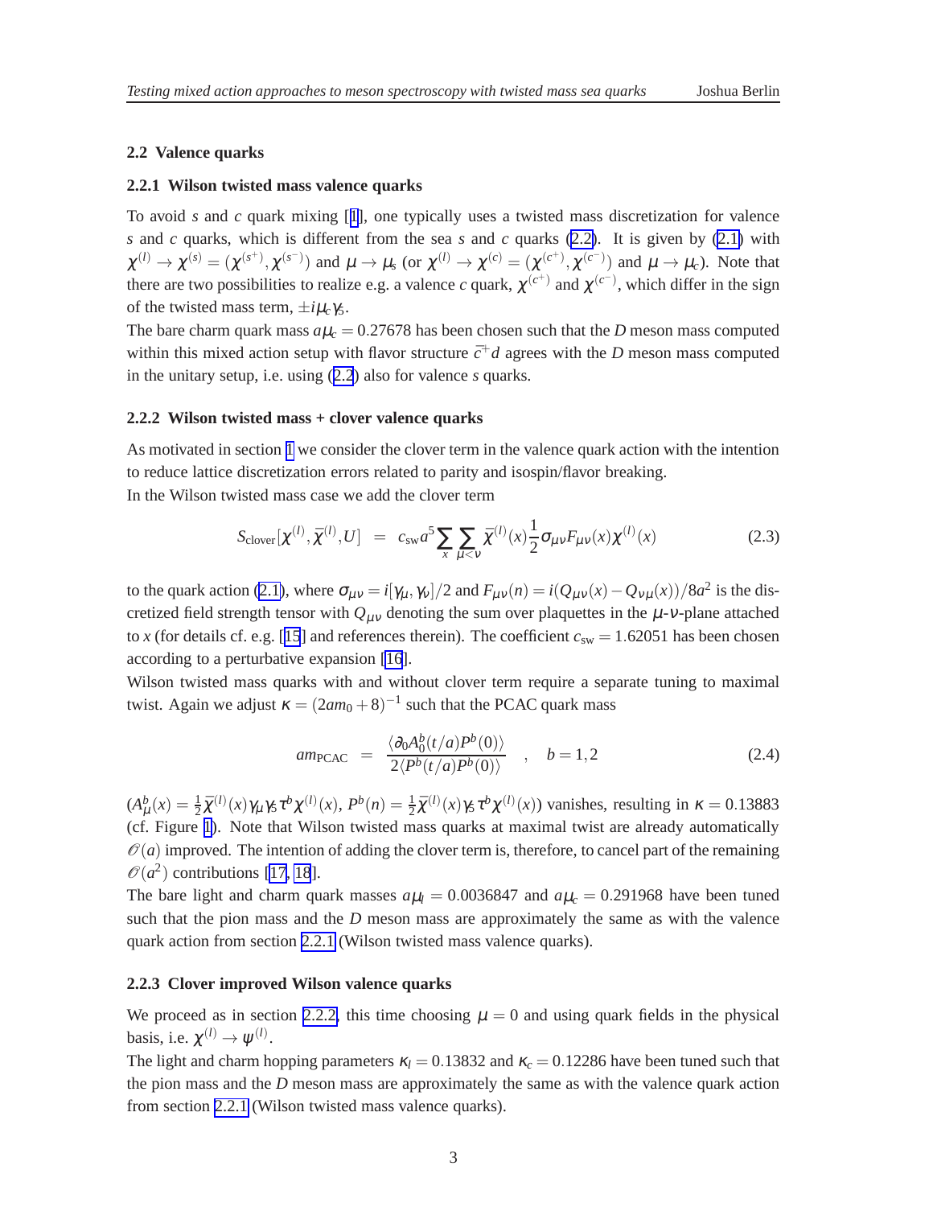### 2.2 Valence quarks

#### 2.2.1 Wilson twisted mass valence quarks

To avoid $s$ and $c$ quark mixing [1], one typically uses a twisted mass discretization for valence $s$ and $c$ quarks, which is different from the sea $s$ and $c$ quarks (2.2). It is given by (2.1) with $\chi^{(l)} \rightarrow \chi^{(s)} = (\chi^{(s^+)}, \chi^{(s^-)})$ and $\mu \rightarrow \mu_s$ (or $\chi^{(l)} \rightarrow \chi^{(c)} = (\chi^{(c^+)}, \chi^{(c^-)})$ and $\mu \rightarrow \mu_c$). Note that there are two possibilities to realize e.g. a valence $c$ quark, $\chi^{(c^+)}$ and $\chi^{(c^-)}$, which differ in the sign of the twisted mass term, $\pm i\mu_c\gamma_5$.

The bare charm quark mass $a\mu_c = 0.27678$ has been chosen such that the $D$ meson mass computed within this mixed action setup with flavor structure $\bar{c}^+ d$ agrees with the $D$ meson mass computed in the unitary setup, i.e. using (2.2) also for valence $s$ quarks.

#### 2.2.2 Wilson twisted mass + clover valence quarks

As motivated in section 1 we consider the clover term in the valence quark action with the intention to reduce lattice discretization errors related to parity and isospin/flavor breaking.

In the Wilson twisted mass case we add the clover term

$$S_{\text{clover}}[\chi^{(l)}, \bar{\chi}^{(l)}, U] \;\; = \;\; c_{\text{sw}} a^5 \sum_x \sum_{\mu<\nu} \bar{\chi}^{(l)}(x) \frac{1}{2} \sigma_{\mu\nu} F_{\mu\nu}(x) \chi^{(l)}(x) \tag{2.3}$$

to the quark action (2.1), where $\sigma_{\mu\nu} = i[\gamma_\mu, \gamma_\nu]/2$ and $F_{\mu\nu}(n) = i(Q_{\mu\nu}(x) - Q_{\nu\mu}(x))/8a^2$ is the discretized field strength tensor with $Q_{\mu\nu}$ denoting the sum over plaquettes in the $\mu$-$\nu$-plane attached to $x$ (for details cf. e.g. [15] and references therein). The coefficient $c_{\text{sw}} = 1.62051$ has been chosen according to a perturbative expansion [16].

Wilson twisted mass quarks with and without clover term require a separate tuning to maximal twist. Again we adjust $\kappa = (2am_0 + 8)^{-1}$ such that the PCAC quark mass

$$am_{\text{PCAC}} \;\; = \;\; \frac{\langle \partial_0 A_0^b(t/a) P^b(0) \rangle}{2\langle P^b(t/a) P^b(0) \rangle} \quad , \quad b = 1, 2 \tag{2.4}$$

($A_\mu^b(x) = \frac{1}{2}\bar{\chi}^{(l)}(x)\gamma_\mu\gamma_5\tau^b\chi^{(l)}(x)$, $P^b(n) = \frac{1}{2}\bar{\chi}^{(l)}(x)\gamma_5\tau^b\chi^{(l)}(x)$) vanishes, resulting in $\kappa = 0.13883$ (cf. Figure 1). Note that Wilson twisted mass quarks at maximal twist are already automatically $\mathcal{O}(a)$ improved. The intention of adding the clover term is, therefore, to cancel part of the remaining $\mathcal{O}(a^2)$ contributions [17, 18].

The bare light and charm quark masses $a\mu_l = 0.0036847$ and $a\mu_c = 0.291968$ have been tuned such that the pion mass and the $D$ meson mass are approximately the same as with the valence quark action from section 2.2.1 (Wilson twisted mass valence quarks).

#### 2.2.3 Clover improved Wilson valence quarks

We proceed as in section 2.2.2, this time choosing $\mu = 0$ and using quark fields in the physical basis, i.e. $\chi^{(l)} \rightarrow \psi^{(l)}$.

The light and charm hopping parameters $\kappa_l = 0.13832$ and $\kappa_c = 0.12286$ have been tuned such that the pion mass and the $D$ meson mass are approximately the same as with the valence quark action from section 2.2.1 (Wilson twisted mass valence quarks).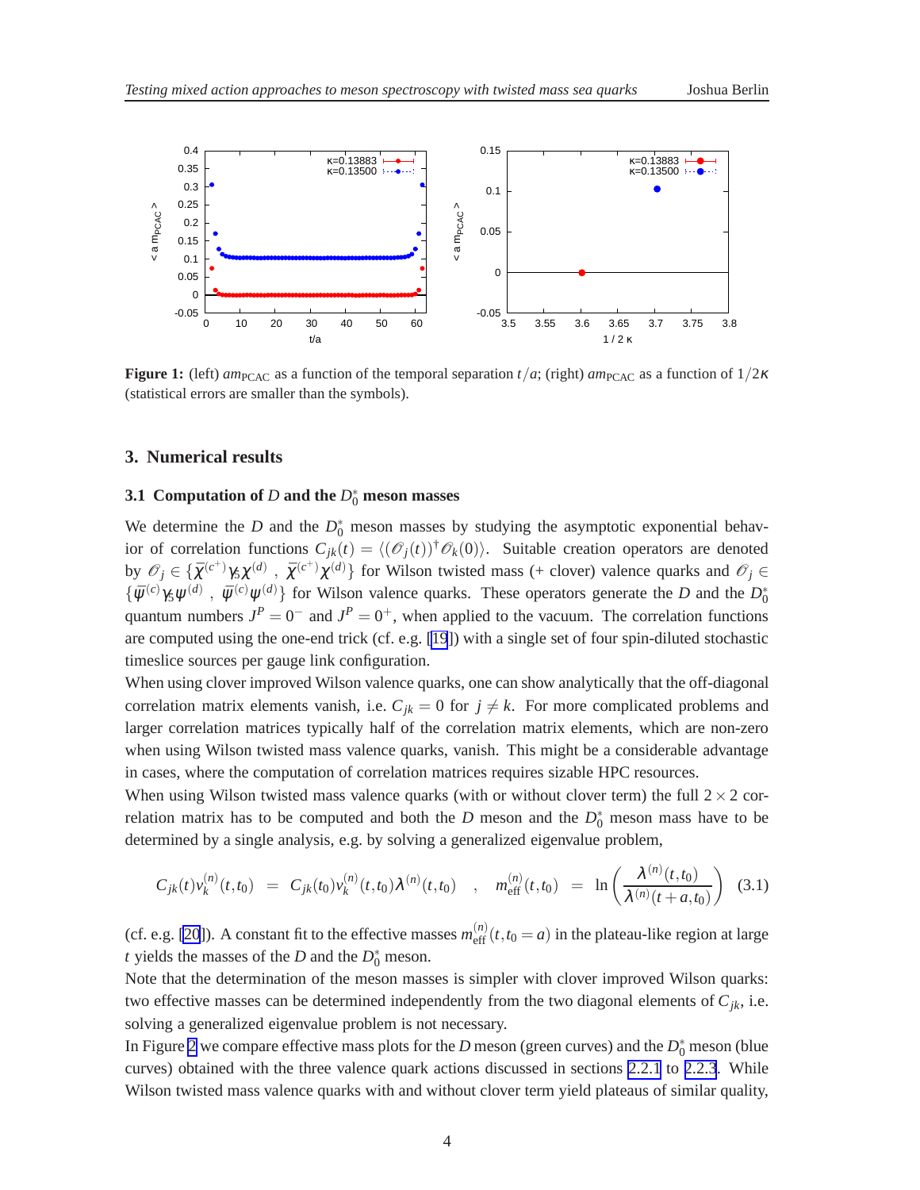**Figure 1:** (left) $am_{\text{PCAC}}$ as a function of the temporal separation $t/a$; (right) $am_{\text{PCAC}}$ as a function of $1/2\kappa$ (statistical errors are smaller than the symbols).

## 3. Numerical results

### 3.1 Computation of $D$ and the $D_0^*$ meson masses

We determine the $D$ and the $D_0^*$ meson masses by studying the asymptotic exponential behavior of correlation functions $C_{jk}(t) = \langle (\mathscr{O}_j(t))^\dagger \mathscr{O}_k(0) \rangle$. Suitable creation operators are denoted by $\mathscr{O}_j \in \{\bar{\chi}^{(c^+)} \gamma_5 \chi^{(d)} \; , \; \bar{\chi}^{(c^+)} \chi^{(d)}\}$ for Wilson twisted mass (+ clover) valence quarks and $\mathscr{O}_j \in \{\bar{\psi}^{(c)} \gamma_5 \psi^{(d)} \; , \; \bar{\psi}^{(c)} \psi^{(d)}\}$ for Wilson valence quarks. These operators generate the $D$ and the $D_0^*$ quantum numbers $J^P = 0^-$ and $J^P = 0^+$, when applied to the vacuum. The correlation functions are computed using the one-end trick (cf. e.g. [19]) with a single set of four spin-diluted stochastic timeslice sources per gauge link configuration.

When using clover improved Wilson valence quarks, one can show analytically that the off-diagonal correlation matrix elements vanish, i.e. $C_{jk} = 0$ for $j \neq k$. For more complicated problems and larger correlation matrices typically half of the correlation matrix elements, which are non-zero when using Wilson twisted mass valence quarks, vanish. This might be a considerable advantage in cases, where the computation of correlation matrices requires sizable HPC resources.

When using Wilson twisted mass valence quarks (with or without clover term) the full $2 \times 2$ correlation matrix has to be computed and both the $D$ meson and the $D_0^*$ meson mass have to be determined by a single analysis, e.g. by solving a generalized eigenvalue problem,

$$C_{jk}(t) v_k^{(n)}(t,t_0) \;=\; C_{jk}(t_0) v_k^{(n)}(t,t_0) \lambda^{(n)}(t,t_0) \quad , \quad m_{\text{eff}}^{(n)}(t,t_0) \;=\; \ln\left(\frac{\lambda^{(n)}(t,t_0)}{\lambda^{(n)}(t+a,t_0)}\right) \tag{3.1}$$

(cf. e.g. [20]). A constant fit to the effective masses $m_{\text{eff}}^{(n)}(t,t_0 = a)$ in the plateau-like region at large $t$ yields the masses of the $D$ and the $D_0^*$ meson.

Note that the determination of the meson masses is simpler with clover improved Wilson quarks: two effective masses can be determined independently from the two diagonal elements of $C_{jk}$, i.e. solving a generalized eigenvalue problem is not necessary.

In Figure 2 we compare effective mass plots for the $D$ meson (green curves) and the $D_0^*$ meson (blue curves) obtained with the three valence quark actions discussed in sections 2.2.1 to 2.2.3. While Wilson twisted mass valence quarks with and without clover term yield plateaus of similar quality,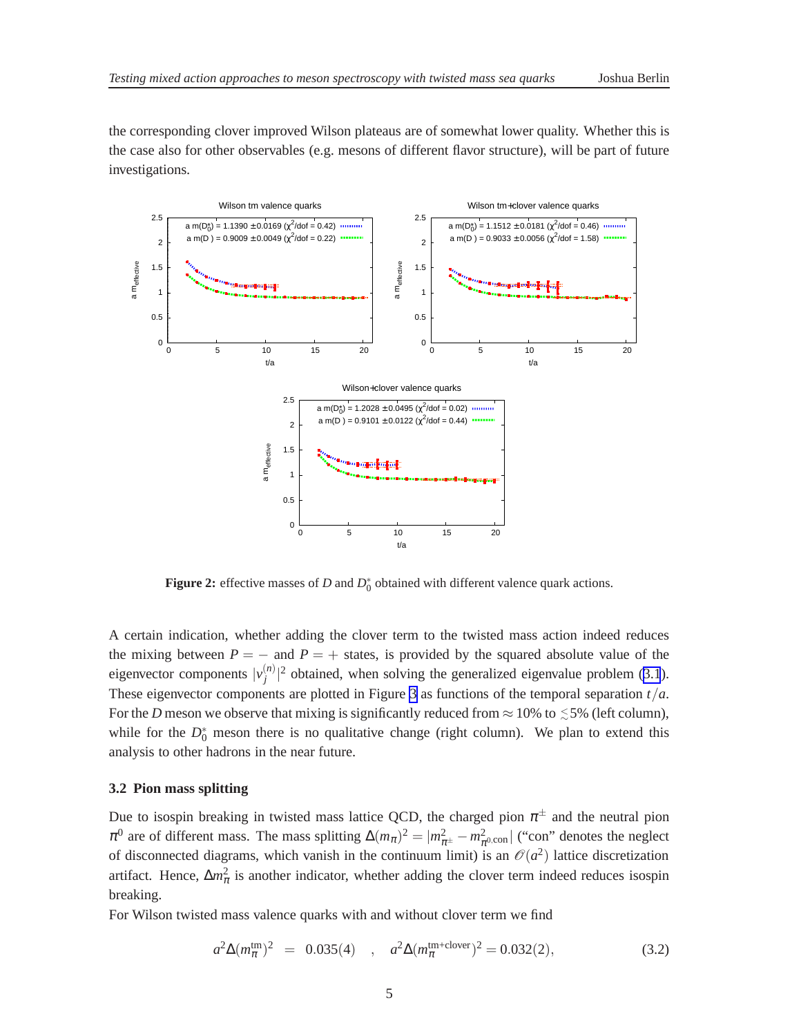the corresponding clover improved Wilson plateaus are of somewhat lower quality. Whether this is the case also for other observables (e.g. mesons of different flavor structure), will be part of future investigations.

**Figure 2:** effective masses of $D$ and $D_0^*$ obtained with different valence quark actions.

A certain indication, whether adding the clover term to the twisted mass action indeed reduces the mixing between $P = -$ and $P = +$ states, is provided by the squared absolute value of the eigenvector components $|v_j^{(n)}|^2$ obtained, when solving the generalized eigenvalue problem (3.1). These eigenvector components are plotted in Figure 3 as functions of the temporal separation $t/a$. For the $D$ meson we observe that mixing is significantly reduced from $\approx 10\%$ to $\lesssim 5\%$ (left column), while for the $D_0^*$ meson there is no qualitative change (right column). We plan to extend this analysis to other hadrons in the near future.

### 3.2 Pion mass splitting

Due to isospin breaking in twisted mass lattice QCD, the charged pion $\pi^\pm$ and the neutral pion $\pi^0$ are of different mass. The mass splitting $\Delta(m_\pi)^2 = |m_{\pi^\pm}^2 - m_{\pi^0,\mathrm{con}}^2|$ ("con" denotes the neglect of disconnected diagrams, which vanish in the continuum limit) is an $\mathcal{O}(a^2)$ lattice discretization artifact. Hence, $\Delta m_\pi^2$ is another indicator, whether adding the clover term indeed reduces isospin breaking.

For Wilson twisted mass valence quarks with and without clover term we find

$$a^2\Delta(m_\pi^{\mathrm{tm}})^2 \;=\; 0.035(4) \quad , \quad a^2\Delta(m_\pi^{\mathrm{tm+clover}})^2 = 0.032(2), \tag{3.2}$$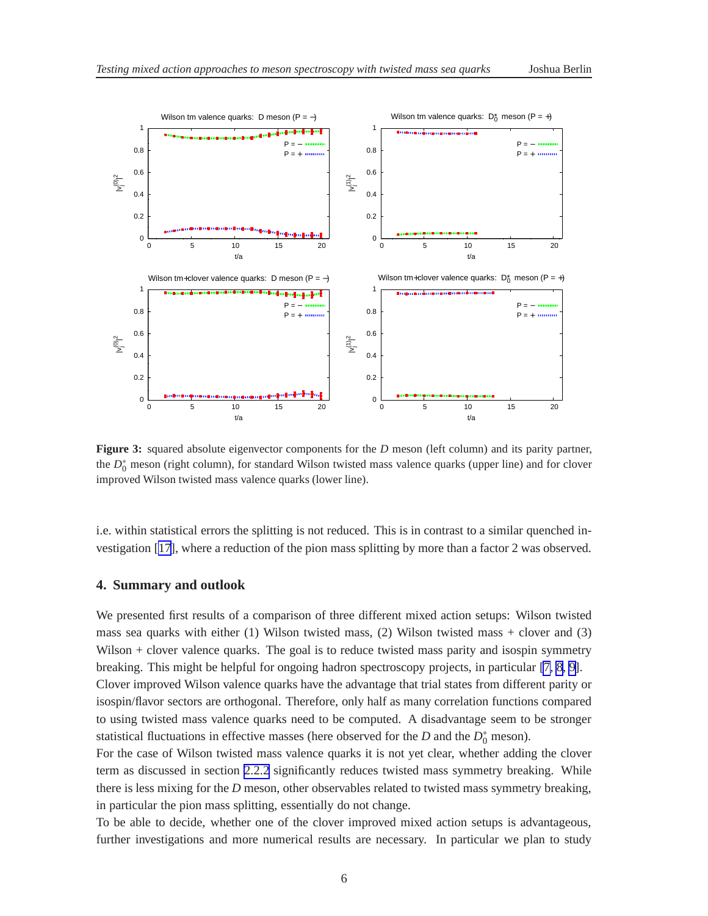**Figure 3:** squared absolute eigenvector components for the $D$ meson (left column) and its parity partner, the $D_0^*$ meson (right column), for standard Wilson twisted mass valence quarks (upper line) and for clover improved Wilson twisted mass valence quarks (lower line).

i.e. within statistical errors the splitting is not reduced. This is in contrast to a similar quenched investigation [17], where a reduction of the pion mass splitting by more than a factor 2 was observed.

## 4. Summary and outlook

We presented first results of a comparison of three different mixed action setups: Wilson twisted mass sea quarks with either (1) Wilson twisted mass, (2) Wilson twisted mass + clover and (3) Wilson + clover valence quarks. The goal is to reduce twisted mass parity and isospin symmetry breaking. This might be helpful for ongoing hadron spectroscopy projects, in particular [7, 8, 9].

Clover improved Wilson valence quarks have the advantage that trial states from different parity or isospin/flavor sectors are orthogonal. Therefore, only half as many correlation functions compared to using twisted mass valence quarks need to be computed. A disadvantage seem to be stronger statistical fluctuations in effective masses (here observed for the $D$ and the $D_0^*$ meson).

For the case of Wilson twisted mass valence quarks it is not yet clear, whether adding the clover term as discussed in section 2.2.2 significantly reduces twisted mass symmetry breaking. While there is less mixing for the $D$ meson, other observables related to twisted mass symmetry breaking, in particular the pion mass splitting, essentially do not change.

To be able to decide, whether one of the clover improved mixed action setups is advantageous, further investigations and more numerical results are necessary. In particular we plan to study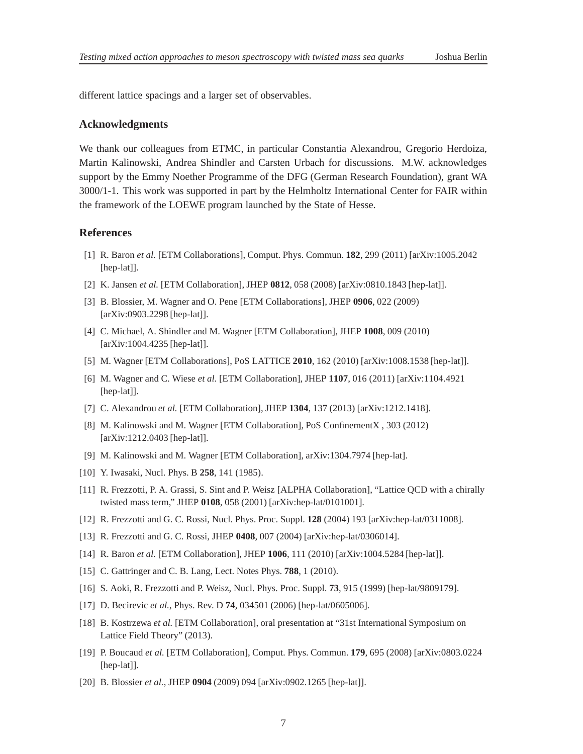different lattice spacings and a larger set of observables.

### Acknowledgments

We thank our colleagues from ETMC, in particular Constantia Alexandrou, Gregorio Herdoiza, Martin Kalinowski, Andrea Shindler and Carsten Urbach for discussions. M.W. acknowledges support by the Emmy Noether Programme of the DFG (German Research Foundation), grant WA 3000/1-1. This work was supported in part by the Helmholtz International Center for FAIR within the framework of the LOEWE program launched by the State of Hesse.

### References

[1] R. Baron *et al.* [ETM Collaborations], Comput. Phys. Commun. **182**, 299 (2011) [arXiv:1005.2042 [hep-lat]].

[2] K. Jansen *et al.* [ETM Collaboration], JHEP **0812**, 058 (2008) [arXiv:0810.1843 [hep-lat]].

[3] B. Blossier, M. Wagner and O. Pene [ETM Collaborations], JHEP **0906**, 022 (2009) [arXiv:0903.2298 [hep-lat]].

[4] C. Michael, A. Shindler and M. Wagner [ETM Collaboration], JHEP **1008**, 009 (2010) [arXiv:1004.4235 [hep-lat]].

[5] M. Wagner [ETM Collaborations], PoS LATTICE **2010**, 162 (2010) [arXiv:1008.1538 [hep-lat]].

[6] M. Wagner and C. Wiese *et al.* [ETM Collaboration], JHEP **1107**, 016 (2011) [arXiv:1104.4921 [hep-lat]].

[7] C. Alexandrou *et al.* [ETM Collaboration], JHEP **1304**, 137 (2013) [arXiv:1212.1418].

[8] M. Kalinowski and M. Wagner [ETM Collaboration], PoS ConfinementX , 303 (2012) [arXiv:1212.0403 [hep-lat]].

[9] M. Kalinowski and M. Wagner [ETM Collaboration], arXiv:1304.7974 [hep-lat].

[10] Y. Iwasaki, Nucl. Phys. B **258**, 141 (1985).

[11] R. Frezzotti, P. A. Grassi, S. Sint and P. Weisz [ALPHA Collaboration], "Lattice QCD with a chirally twisted mass term," JHEP **0108**, 058 (2001) [arXiv:hep-lat/0101001].

[12] R. Frezzotti and G. C. Rossi, Nucl. Phys. Proc. Suppl. **128** (2004) 193 [arXiv:hep-lat/0311008].

[13] R. Frezzotti and G. C. Rossi, JHEP **0408**, 007 (2004) [arXiv:hep-lat/0306014].

[14] R. Baron *et al.* [ETM Collaboration], JHEP **1006**, 111 (2010) [arXiv:1004.5284 [hep-lat]].

[15] C. Gattringer and C. B. Lang, Lect. Notes Phys. **788**, 1 (2010).

[16] S. Aoki, R. Frezzotti and P. Weisz, Nucl. Phys. Proc. Suppl. **73**, 915 (1999) [hep-lat/9809179].

[17] D. Becirevic *et al.*, Phys. Rev. D **74**, 034501 (2006) [hep-lat/0605006].

[18] B. Kostrzewa *et al.* [ETM Collaboration], oral presentation at "31st International Symposium on Lattice Field Theory" (2013).

[19] P. Boucaud *et al.* [ETM Collaboration], Comput. Phys. Commun. **179**, 695 (2008) [arXiv:0803.0224 [hep-lat]].

[20] B. Blossier *et al.*, JHEP **0904** (2009) 094 [arXiv:0902.1265 [hep-lat]].